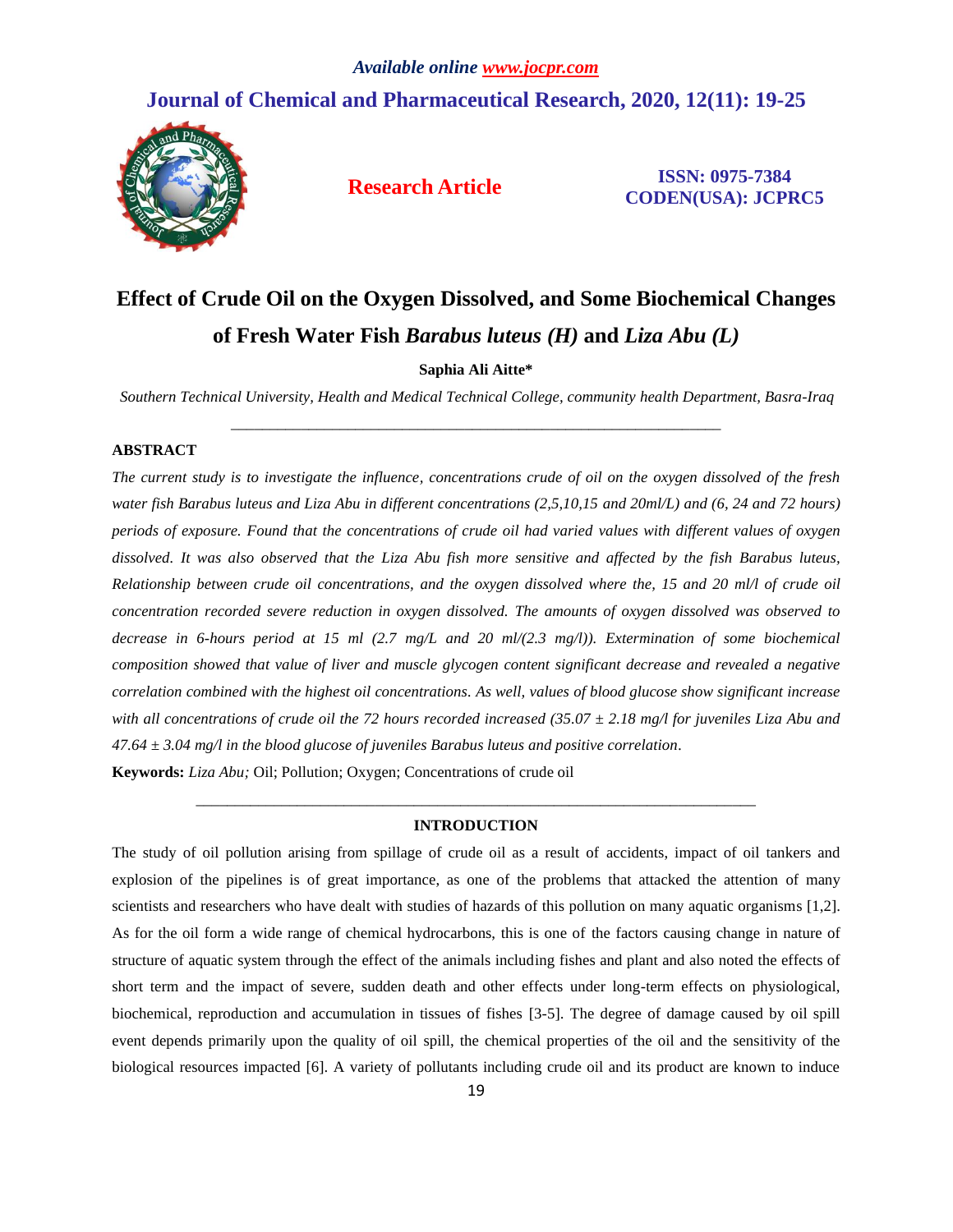# Effect of Crude Oil on the Oxygen Dissolved, and Some Biochemical Changes of Fresh Water Fish *Barabus luteus (H)* and *Liza Abu (L)*

**Saphia Ali Aitte***

*Southern Technical University, Health and Medical Technical College, community health Department, Basra-Iraq*

---

## ABSTRACT

*The current study is to investigate the influence, concentrations crude of oil on the oxygen dissolved of the fresh water fish Barabus luteus and Liza Abu in different concentrations (2,5,10,15 and 20ml/L) and (6, 24 and 72 hours) periods of exposure. Found that the concentrations of crude oil had varied values with different values of oxygen dissolved. It was also observed that the Liza Abu fish more sensitive and affected by the fish Barabus luteus, Relationship between crude oil concentrations, and the oxygen dissolved where the, 15 and 20 ml/l of crude oil concentration recorded severe reduction in oxygen dissolved. The amounts of oxygen dissolved was observed to decrease in 6-hours period at 15 ml (2.7 mg/L and 20 ml/(2.3 mg/l)). Extermination of some biochemical composition showed that value of liver and muscle glycogen content significant decrease and revealed a negative correlation combined with the highest oil concentrations. As well, values of blood glucose show significant increase with all concentrations of crude oil the 72 hours recorded increased (35.07 ± 2.18 mg/l for juveniles Liza Abu and 47.64 ± 3.04 mg/l in the blood glucose of juveniles Barabus luteus and positive correlation.*

**Keywords:** *Liza Abu;* Oil; Pollution; Oxygen; Concentrations of crude oil

---

## INTRODUCTION

The study of oil pollution arising from spillage of crude oil as a result of accidents, impact of oil tankers and explosion of the pipelines is of great importance, as one of the problems that attacked the attention of many scientists and researchers who have dealt with studies of hazards of this pollution on many aquatic organisms [1,2]. As for the oil form a wide range of chemical hydrocarbons, this is one of the factors causing change in nature of structure of aquatic system through the effect of the animals including fishes and plant and also noted the effects of short term and the impact of severe, sudden death and other effects under long-term effects on physiological, biochemical, reproduction and accumulation in tissues of fishes [3-5]. The degree of damage caused by oil spill event depends primarily upon the quality of oil spill, the chemical properties of the oil and the sensitivity of the biological resources impacted [6]. A variety of pollutants including crude oil and its product are known to induce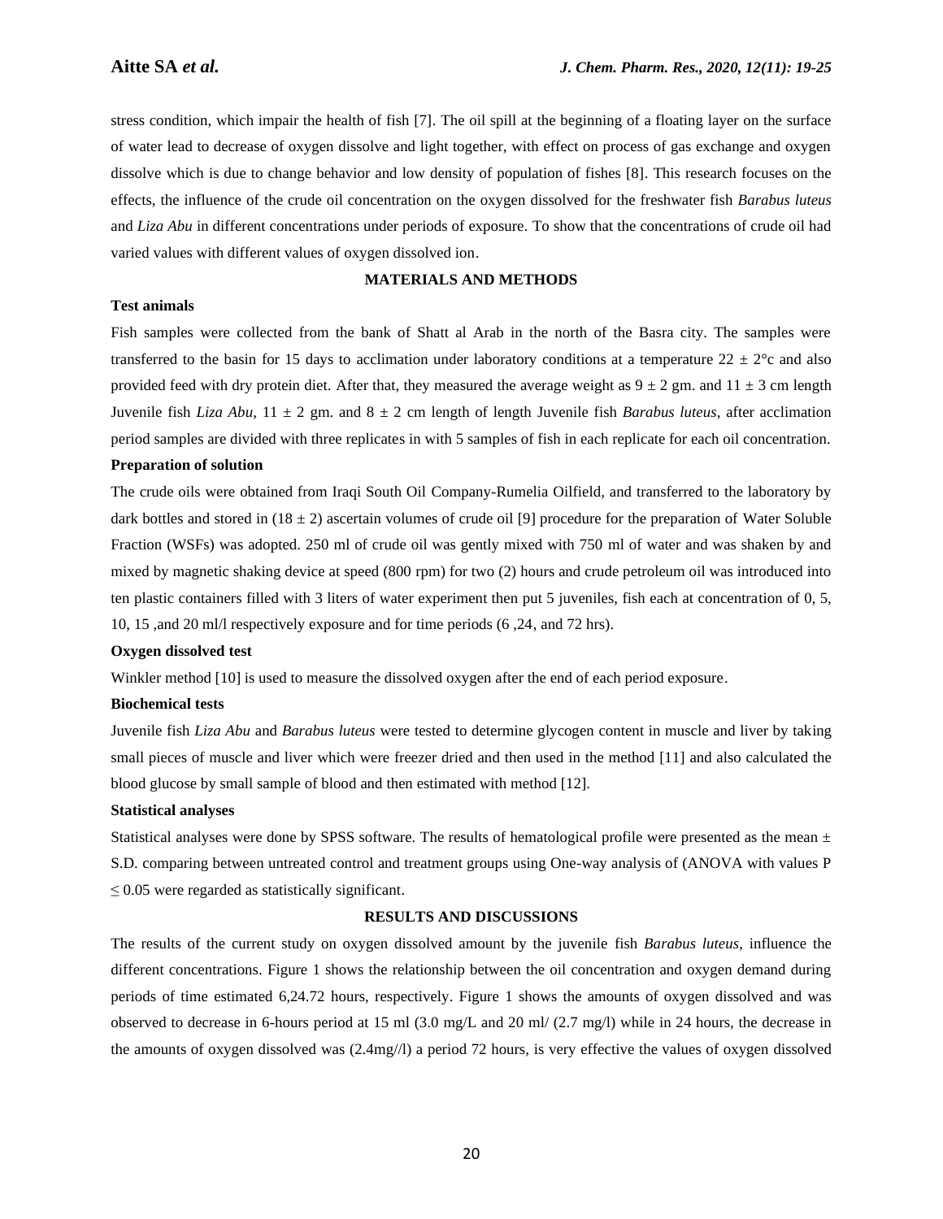stress condition, which impair the health of fish [7]. The oil spill at the beginning of a floating layer on the surface of water lead to decrease of oxygen dissolve and light together, with effect on process of gas exchange and oxygen dissolve which is due to change behavior and low density of population of fishes [8]. This research focuses on the effects, the influence of the crude oil concentration on the oxygen dissolved for the freshwater fish *Barabus luteus* and *Liza Abu* in different concentrations under periods of exposure. To show that the concentrations of crude oil had varied values with different values of oxygen dissolved ion.

## MATERIALS AND METHODS

### Test animals

Fish samples were collected from the bank of Shatt al Arab in the north of the Basra city. The samples were transferred to the basin for 15 days to acclimation under laboratory conditions at a temperature $22 \pm 2$°c and also provided feed with dry protein diet. After that, they measured the average weight as $9 \pm 2$ gm. and $11 \pm 3$ cm length Juvenile fish *Liza Abu*, $11 \pm 2$ gm. and $8 \pm 2$ cm length of length Juvenile fish *Barabus luteus*, after acclimation period samples are divided with three replicates in with 5 samples of fish in each replicate for each oil concentration.

### Preparation of solution

The crude oils were obtained from Iraqi South Oil Company-Rumelia Oilfield, and transferred to the laboratory by dark bottles and stored in ($18 \pm 2$) ascertain volumes of crude oil [9] procedure for the preparation of Water Soluble Fraction (WSFs) was adopted. 250 ml of crude oil was gently mixed with 750 ml of water and was shaken by and mixed by magnetic shaking device at speed (800 rpm) for two (2) hours and crude petroleum oil was introduced into ten plastic containers filled with 3 liters of water experiment then put 5 juveniles, fish each at concentration of 0, 5, 10, 15 ,and 20 ml/l respectively exposure and for time periods (6 ,24, and 72 hrs).

### Oxygen dissolved test

Winkler method [10] is used to measure the dissolved oxygen after the end of each period exposure.

### Biochemical tests

Juvenile fish *Liza Abu* and *Barabus luteus* were tested to determine glycogen content in muscle and liver by taking small pieces of muscle and liver which were freezer dried and then used in the method [11] and also calculated the blood glucose by small sample of blood and then estimated with method [12].

### Statistical analyses

Statistical analyses were done by SPSS software. The results of hematological profile were presented as the mean ± S.D. comparing between untreated control and treatment groups using One-way analysis of (ANOVA with values $P \leq 0.05$ were regarded as statistically significant.

## RESULTS AND DISCUSSIONS

The results of the current study on oxygen dissolved amount by the juvenile fish *Barabus luteus*, influence the different concentrations. Figure 1 shows the relationship between the oil concentration and oxygen demand during periods of time estimated 6,24.72 hours, respectively. Figure 1 shows the amounts of oxygen dissolved and was observed to decrease in 6-hours period at 15 ml (3.0 mg/L and 20 ml/ (2.7 mg/l) while in 24 hours, the decrease in the amounts of oxygen dissolved was (2.4mg//l) a period 72 hours, is very effective the values of oxygen dissolved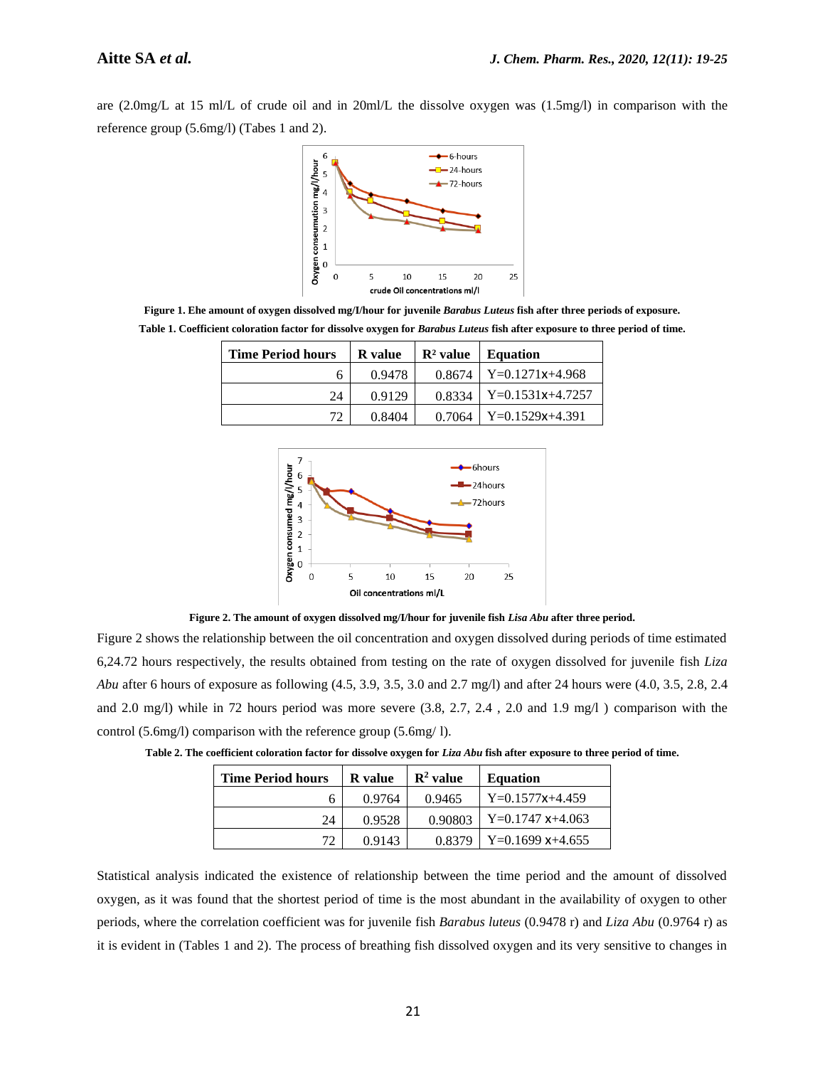are (2.0mg/L at 15 ml/L of crude oil and in 20ml/L the dissolve oxygen was (1.5mg/l) in comparison with the reference group (5.6mg/l) (Tabes 1 and 2).

**Figure 1. Ehe amount of oxygen dissolved mg/I/hour for juvenile *Barabus Luteus* fish after three periods of exposure.**

**Table 1. Coefficient coloration factor for dissolve oxygen for *Barabus Luteus* fish after exposure to three period of time.**

| Time Period hours | R value | $R^2$ value | Equation |
|---|---|---|---|
| 6 | 0.9478 | 0.8674 | Y=0.1271x+4.968 |
| 24 | 0.9129 | 0.8334 | Y=0.1531x+4.7257 |
| 72 | 0.8404 | 0.7064 | Y=0.1529x+4.391 |

**Figure 2. The amount of oxygen dissolved mg/I/hour for juvenile fish *Lisa Abu* after three period.**

Figure 2 shows the relationship between the oil concentration and oxygen dissolved during periods of time estimated 6,24.72 hours respectively, the results obtained from testing on the rate of oxygen dissolved for juvenile fish *Liza Abu* after 6 hours of exposure as following (4.5, 3.9, 3.5, 3.0 and 2.7 mg/l) and after 24 hours were (4.0, 3.5, 2.8, 2.4 and 2.0 mg/l) while in 72 hours period was more severe (3.8, 2.7, 2.4 , 2.0 and 1.9 mg/l ) comparison with the control (5.6mg/l) comparison with the reference group (5.6mg/ l).

**Table 2. The coefficient coloration factor for dissolve oxygen for *Liza Abu* fish after exposure to three period of time.**

| Time Period hours | R value | $R^2$ value | Equation |
|---|---|---|---|
| 6 | 0.9764 | 0.9465 | Y=0.1577x+4.459 |
| 24 | 0.9528 | 0.90803 | Y=0.1747 x+4.063 |
| 72 | 0.9143 | 0.8379 | Y=0.1699 x+4.655 |

Statistical analysis indicated the existence of relationship between the time period and the amount of dissolved oxygen, as it was found that the shortest period of time is the most abundant in the availability of oxygen to other periods, where the correlation coefficient was for juvenile fish *Barabus luteus* (0.9478 r) and *Liza Abu* (0.9764 r) as it is evident in (Tables 1 and 2). The process of breathing fish dissolved oxygen and its very sensitive to changes in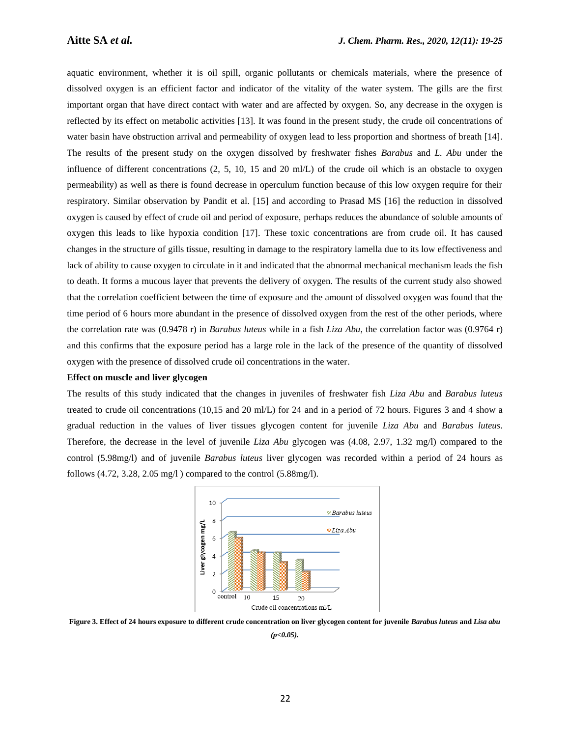aquatic environment, whether it is oil spill, organic pollutants or chemicals materials, where the presence of dissolved oxygen is an efficient factor and indicator of the vitality of the water system. The gills are the first important organ that have direct contact with water and are affected by oxygen. So, any decrease in the oxygen is reflected by its effect on metabolic activities [13]. It was found in the present study, the crude oil concentrations of water basin have obstruction arrival and permeability of oxygen lead to less proportion and shortness of breath [14]. The results of the present study on the oxygen dissolved by freshwater fishes *Barabus* and *L. Abu* under the influence of different concentrations (2, 5, 10, 15 and 20 ml/L) of the crude oil which is an obstacle to oxygen permeability) as well as there is found decrease in operculum function because of this low oxygen require for their respiratory. Similar observation by Pandit et al. [15] and according to Prasad MS [16] the reduction in dissolved oxygen is caused by effect of crude oil and period of exposure, perhaps reduces the abundance of soluble amounts of oxygen this leads to like hypoxia condition [17]. These toxic concentrations are from crude oil. It has caused changes in the structure of gills tissue, resulting in damage to the respiratory lamella due to its low effectiveness and lack of ability to cause oxygen to circulate in it and indicated that the abnormal mechanical mechanism leads the fish to death. It forms a mucous layer that prevents the delivery of oxygen. The results of the current study also showed that the correlation coefficient between the time of exposure and the amount of dissolved oxygen was found that the time period of 6 hours more abundant in the presence of dissolved oxygen from the rest of the other periods, where the correlation rate was (0.9478 r) in *Barabus luteus* while in a fish *Liza Abu*, the correlation factor was (0.9764 r) and this confirms that the exposure period has a large role in the lack of the presence of the quantity of dissolved oxygen with the presence of dissolved crude oil concentrations in the water.

**Effect on muscle and liver glycogen**

The results of this study indicated that the changes in juveniles of freshwater fish *Liza Abu* and *Barabus luteus* treated to crude oil concentrations (10,15 and 20 ml/L) for 24 and in a period of 72 hours. Figures 3 and 4 show a gradual reduction in the values of liver tissues glycogen content for juvenile *Liza Abu* and *Barabus luteus*. Therefore, the decrease in the level of juvenile *Liza Abu* glycogen was (4.08, 2.97, 1.32 mg/l) compared to the control (5.98mg/l) and of juvenile *Barabus luteus* liver glycogen was recorded within a period of 24 hours as follows (4.72, 3.28, 2.05 mg/l ) compared to the control (5.88mg/l).

**Figure 3. Effect of 24 hours exposure to different crude concentration on liver glycogen content for juvenile *Barabus luteus* and *Lisa abu* *(p<0.05)*.**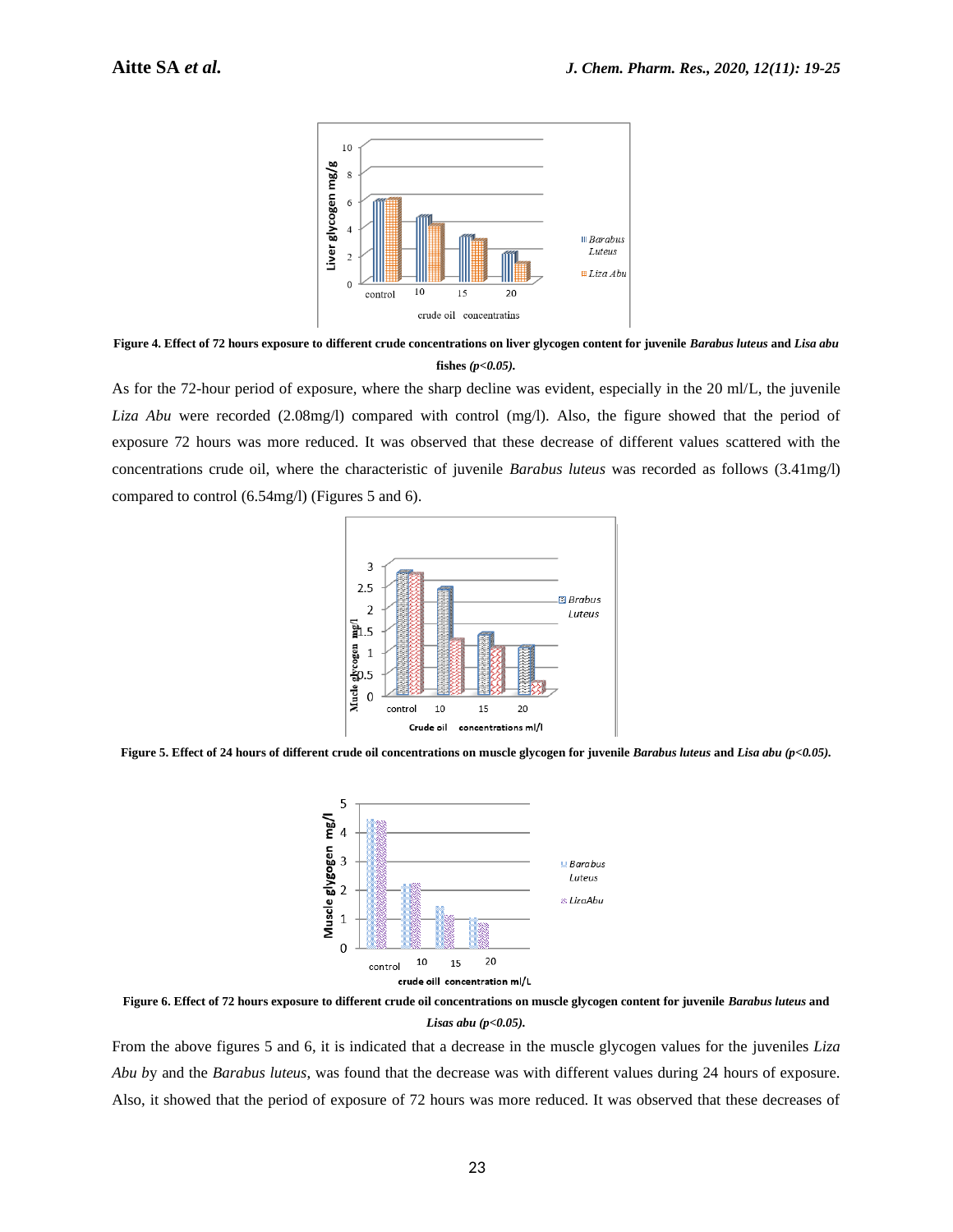**Figure 4. Effect of 72 hours exposure to different crude concentrations on liver glycogen content for juvenile *Barabus luteus* and *Lisa abu* fishes *(p<0.05).***

As for the 72-hour period of exposure, where the sharp decline was evident, especially in the 20 ml/L, the juvenile *Liza Abu* were recorded (2.08mg/l) compared with control (mg/l). Also, the figure showed that the period of exposure 72 hours was more reduced. It was observed that these decrease of different values scattered with the concentrations crude oil, where the characteristic of juvenile *Barabus luteus* was recorded as follows (3.41mg/l) compared to control (6.54mg/l) (Figures 5 and 6).

**Figure 5. Effect of 24 hours of different crude oil concentrations on muscle glycogen for juvenile *Barabus luteus* and *Lisa abu (p<0.05).***

**Figure 6. Effect of 72 hours exposure to different crude oil concentrations on muscle glycogen content for juvenile *Barabus luteus* and *Lisas abu (p<0.05).***

From the above figures 5 and 6, it is indicated that a decrease in the muscle glycogen values for the juveniles *Liza Abu* by and the *Barabus luteus*, was found that the decrease was with different values during 24 hours of exposure. Also, it showed that the period of exposure of 72 hours was more reduced. It was observed that these decreases of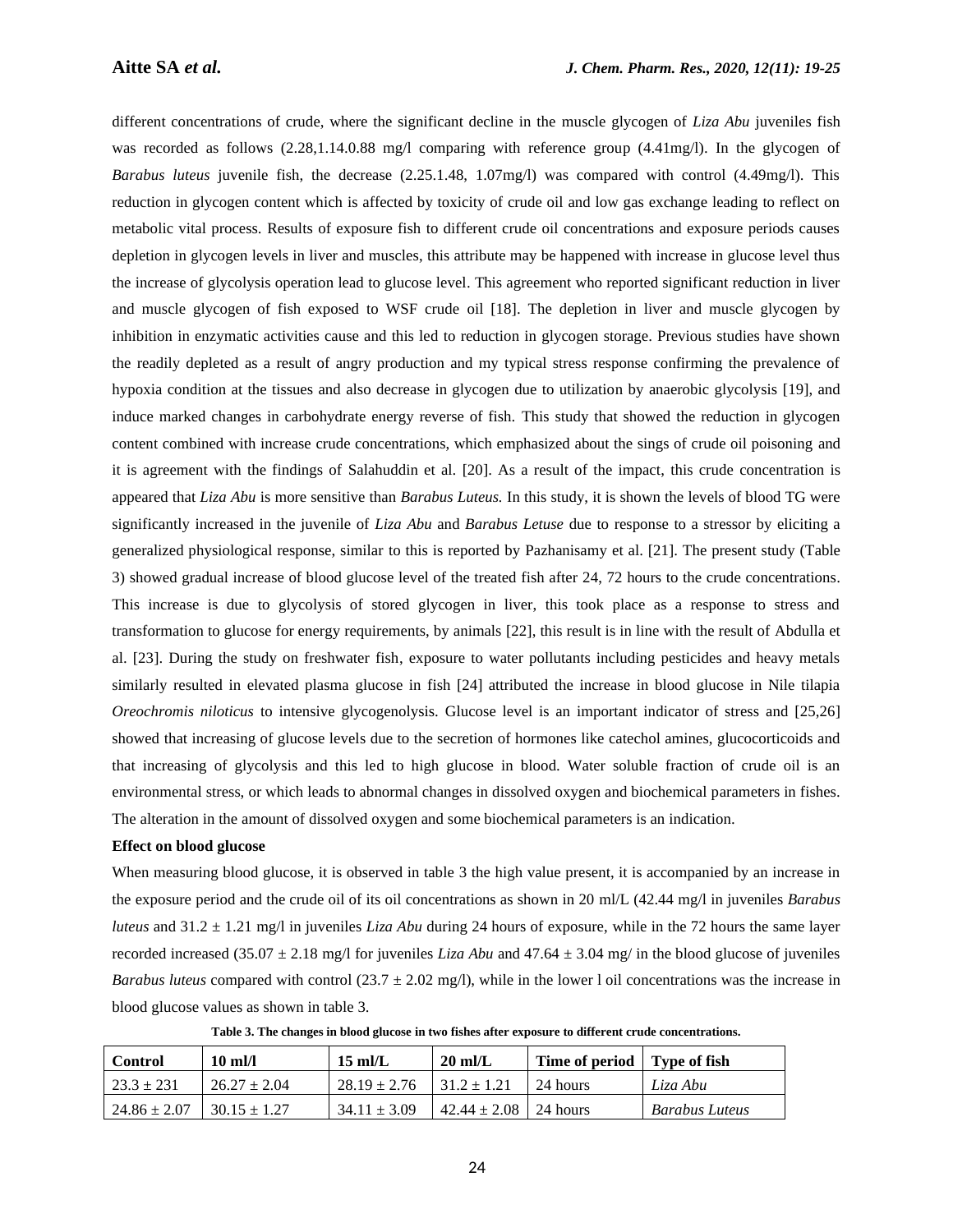different concentrations of crude, where the significant decline in the muscle glycogen of *Liza Abu* juveniles fish was recorded as follows (2.28,1.14.0.88 mg/l comparing with reference group (4.41mg/l). In the glycogen of *Barabus luteus* juvenile fish, the decrease (2.25.1.48, 1.07mg/l) was compared with control (4.49mg/l). This reduction in glycogen content which is affected by toxicity of crude oil and low gas exchange leading to reflect on metabolic vital process. Results of exposure fish to different crude oil concentrations and exposure periods causes depletion in glycogen levels in liver and muscles, this attribute may be happened with increase in glucose level thus the increase of glycolysis operation lead to glucose level. This agreement who reported significant reduction in liver and muscle glycogen of fish exposed to WSF crude oil [18]. The depletion in liver and muscle glycogen by inhibition in enzymatic activities cause and this led to reduction in glycogen storage. Previous studies have shown the readily depleted as a result of angry production and my typical stress response confirming the prevalence of hypoxia condition at the tissues and also decrease in glycogen due to utilization by anaerobic glycolysis [19], and induce marked changes in carbohydrate energy reverse of fish. This study that showed the reduction in glycogen content combined with increase crude concentrations, which emphasized about the sings of crude oil poisoning and it is agreement with the findings of Salahuddin et al. [20]. As a result of the impact, this crude concentration is appeared that *Liza Abu* is more sensitive than *Barabus Luteus.* In this study, it is shown the levels of blood TG were significantly increased in the juvenile of *Liza Abu* and *Barabus Letuse* due to response to a stressor by eliciting a generalized physiological response, similar to this is reported by Pazhanisamy et al. [21]. The present study (Table 3) showed gradual increase of blood glucose level of the treated fish after 24, 72 hours to the crude concentrations. This increase is due to glycolysis of stored glycogen in liver, this took place as a response to stress and transformation to glucose for energy requirements, by animals [22], this result is in line with the result of Abdulla et al. [23]. During the study on freshwater fish, exposure to water pollutants including pesticides and heavy metals similarly resulted in elevated plasma glucose in fish [24] attributed the increase in blood glucose in Nile tilapia *Oreochromis niloticus* to intensive glycogenolysis. Glucose level is an important indicator of stress and [25,26] showed that increasing of glucose levels due to the secretion of hormones like catechol amines, glucocorticoids and that increasing of glycolysis and this led to high glucose in blood. Water soluble fraction of crude oil is an environmental stress, or which leads to abnormal changes in dissolved oxygen and biochemical parameters in fishes. The alteration in the amount of dissolved oxygen and some biochemical parameters is an indication.

**Effect on blood glucose**

When measuring blood glucose, it is observed in table 3 the high value present, it is accompanied by an increase in the exposure period and the crude oil of its oil concentrations as shown in 20 ml/L (42.44 mg/l in juveniles *Barabus luteus* and 31.2 ± 1.21 mg/l in juveniles *Liza Abu* during 24 hours of exposure, while in the 72 hours the same layer recorded increased (35.07 ± 2.18 mg/l for juveniles *Liza Abu* and 47.64 ± 3.04 mg/ in the blood glucose of juveniles *Barabus luteus* compared with control (23.7 ± 2.02 mg/l), while in the lower l oil concentrations was the increase in blood glucose values as shown in table 3.

**Table 3. The changes in blood glucose in two fishes after exposure to different crude concentrations.**

| Control | 10 ml/l | 15 ml/L | 20 ml/L | Time of period | Type of fish |
|---|---|---|---|---|---|
| 23.3 ± 231 | 26.27 ± 2.04 | 28.19 ± 2.76 | 31.2 ± 1.21 | 24 hours | *Liza Abu* |
| 24.86 ± 2.07 | 30.15 ± 1.27 | 34.11 ± 3.09 | 42.44 ± 2.08 | 24 hours | *Barabus Luteus* |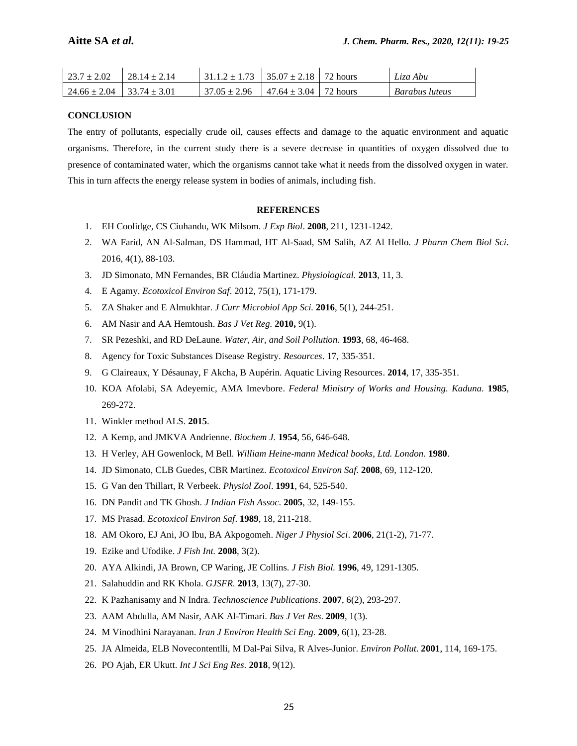| | | | | | |
|---|---|---|---|---|---|
| 23.7 ± 2.02 | 28.14 ± 2.14 | 31.1.2 ± 1.73 | 35.07 ± 2.18 | 72 hours | *Liza Abu* |
| 24.66 ± 2.04 | 33.74 ± 3.01 | 37.05 ± 2.96 | 47.64 ± 3.04 | 72 hours | *Barabus luteus* |

**CONCLUSION**

The entry of pollutants, especially crude oil, causes effects and damage to the aquatic environment and aquatic organisms. Therefore, in the current study there is a severe decrease in quantities of oxygen dissolved due to presence of contaminated water, which the organisms cannot take what it needs from the dissolved oxygen in water. This in turn affects the energy release system in bodies of animals, including fish.

**REFERENCES**

1. EH Coolidge, CS Ciuhandu, WK Milsom. *J Exp Biol*. **2008**, 211, 1231-1242.
2. WA Farid, AN Al-Salman, DS Hammad, HT Al-Saad, SM Salih, AZ Al Hello. *J Pharm Chem Biol Sci*. 2016, 4(1), 88-103.
3. JD Simonato, MN Fernandes, BR Cláudia Martinez. *Physiological.* **2013**, 11, 3.
4. E Agamy. *Ecotoxicol Environ Saf*. 2012, 75(1), 171-179.
5. ZA Shaker and E Almukhtar. *J Curr Microbiol App Sci.* **2016**, 5(1), 244-251.
6. AM Nasir and AA Hemtoush. *Bas J Vet Reg.* **2010,** 9(1).
7. SR Pezeshki, and RD DeLaune. *Water, Air, and Soil Pollution*. **1993**, 68, 46-468.
8. Agency for Toxic Substances Disease Registry. *Resources*. 17, 335-351.
9. G Claireaux, Y Désaunay, F Akcha, B Aupérin. Aquatic Living Resources. **2014**, 17, 335-351.
10. KOA Afolabi, SA Adeyemic, AMA Imevbore. *Federal Ministry of Works and Housing. Kaduna.* **1985**, 269-272.
11. Winkler method ALS. **2015**.
12. A Kemp, and JMKVA Andrienne. *Biochem J.* **1954**, 56, 646-648.
13. H Verley, AH Gowenlock, M Bell. *William Heine-mann Medical books, Ltd. London.* **1980**.
14. JD Simonato, CLB Guedes, CBR Martinez. *Ecotoxicol Environ Saf.* **2008**, 69, 112-120.
15. G Van den Thillart, R Verbeek. *Physiol Zool*. **1991**, 64, 525-540.
16. DN Pandit and TK Ghosh. *J Indian Fish Assoc*. **2005**, 32, 149-155.
17. MS Prasad. *Ecotoxicol Environ Saf*. **1989**, 18, 211-218.
18. AM Okoro, EJ Ani, JO Ibu, BA Akpogomeh. *Niger J Physiol Sci*. **2006**, 21(1-2), 71-77.
19. Ezike and Ufodike. *J Fish Int.* **2008**, 3(2).
20. AYA Alkindi, JA Brown, CP Waring, JE Collins. *J Fish Biol.* **1996**, 49, 1291-1305.
21. Salahuddin and RK Khola. *GJSFR.* **2013**, 13(7), 27-30.
22. K Pazhanisamy and N Indra. *Technoscience Publications*. **2007**, 6(2), 293-297.
23. AAM Abdulla, AM Nasir, AAK Al-Timari. *Bas J Vet Res*. **2009**, 1(3).
24. M Vinodhini Narayanan. *Iran J Environ Health Sci Eng.* **2009**, 6(1), 23-28.
25. JA Almeida, ELB Novecontentlli, M Dal-Pai Silva, R Alves-Junior. *Environ Pollut*. **2001**, 114, 169-175.
26. PO Ajah, ER Ukutt. *Int J Sci Eng Res*. **2018**, 9(12).